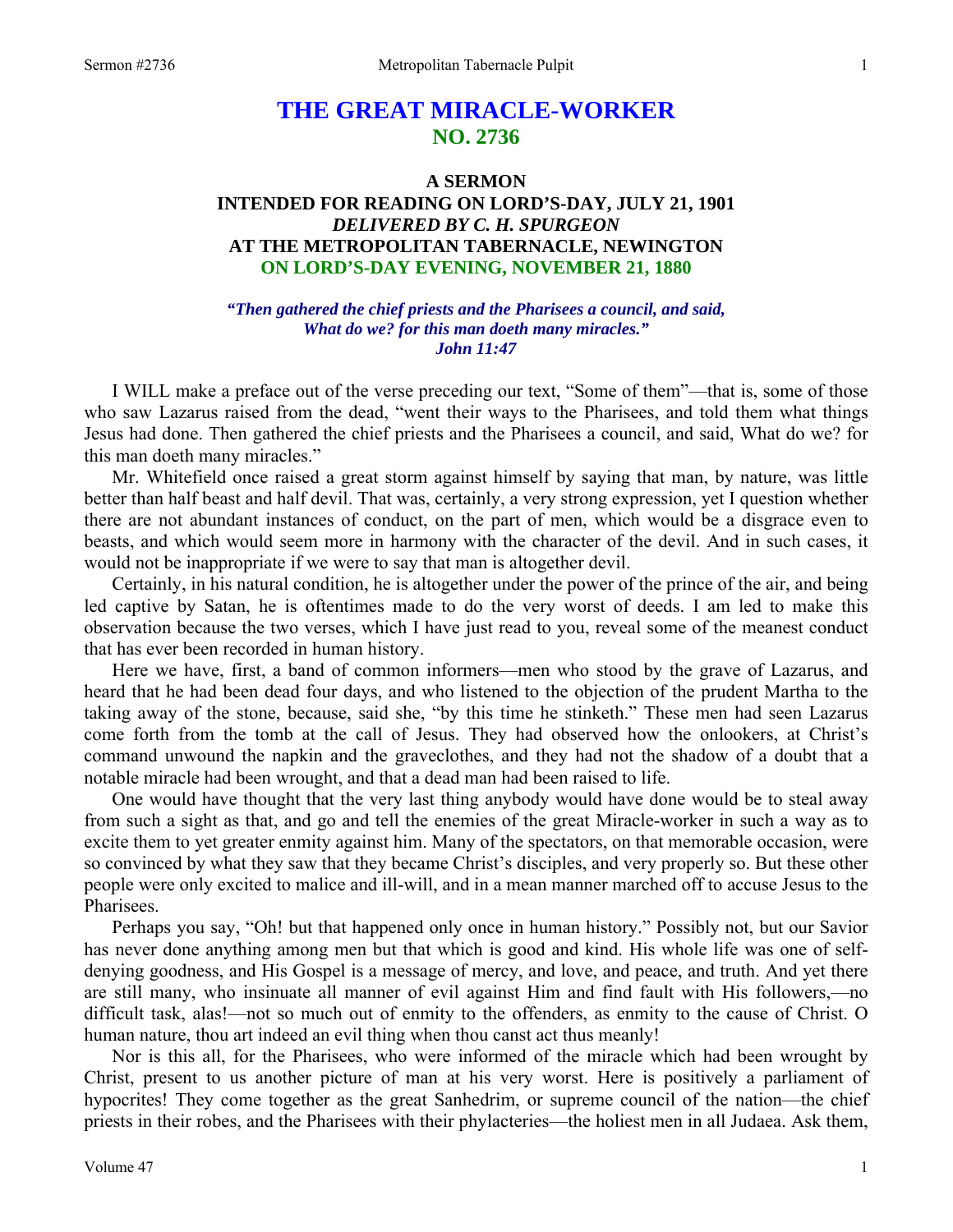# THE GREAT MIRACLE-WORKER
## NO. 2736

### A SERMON
### INTENDED FOR READING ON LORD'S-DAY, JULY 21, 1901
### *DELIVERED BY C. H. SPURGEON*
### AT THE METROPOLITAN TABERNACLE, NEWINGTON
### ON LORD'S-DAY EVENING, NOVEMBER 21, 1880

*"Then gathered the chief priests and the Pharisees a council, and said, What do we? for this man doeth many miracles." John 11:47*

I WILL make a preface out of the verse preceding our text, "Some of them"—that is, some of those who saw Lazarus raised from the dead, "went their ways to the Pharisees, and told them what things Jesus had done. Then gathered the chief priests and the Pharisees a council, and said, What do we? for this man doeth many miracles."

Mr. Whitefield once raised a great storm against himself by saying that man, by nature, was little better than half beast and half devil. That was, certainly, a very strong expression, yet I question whether there are not abundant instances of conduct, on the part of men, which would be a disgrace even to beasts, and which would seem more in harmony with the character of the devil. And in such cases, it would not be inappropriate if we were to say that man is altogether devil.

Certainly, in his natural condition, he is altogether under the power of the prince of the air, and being led captive by Satan, he is oftentimes made to do the very worst of deeds. I am led to make this observation because the two verses, which I have just read to you, reveal some of the meanest conduct that has ever been recorded in human history.

Here we have, first, a band of common informers—men who stood by the grave of Lazarus, and heard that he had been dead four days, and who listened to the objection of the prudent Martha to the taking away of the stone, because, said she, "by this time he stinketh." These men had seen Lazarus come forth from the tomb at the call of Jesus. They had observed how the onlookers, at Christ's command unwound the napkin and the graveclothes, and they had not the shadow of a doubt that a notable miracle had been wrought, and that a dead man had been raised to life.

One would have thought that the very last thing anybody would have done would be to steal away from such a sight as that, and go and tell the enemies of the great Miracle-worker in such a way as to excite them to yet greater enmity against him. Many of the spectators, on that memorable occasion, were so convinced by what they saw that they became Christ's disciples, and very properly so. But these other people were only excited to malice and ill-will, and in a mean manner marched off to accuse Jesus to the Pharisees.

Perhaps you say, "Oh! but that happened only once in human history." Possibly not, but our Savior has never done anything among men but that which is good and kind. His whole life was one of self-denying goodness, and His Gospel is a message of mercy, and love, and peace, and truth. And yet there are still many, who insinuate all manner of evil against Him and find fault with His followers,—no difficult task, alas!—not so much out of enmity to the offenders, as enmity to the cause of Christ. O human nature, thou art indeed an evil thing when thou canst act thus meanly!

Nor is this all, for the Pharisees, who were informed of the miracle which had been wrought by Christ, present to us another picture of man at his very worst. Here is positively a parliament of hypocrites! They come together as the great Sanhedrim, or supreme council of the nation—the chief priests in their robes, and the Pharisees with their phylacteries—the holiest men in all Judaea. Ask them,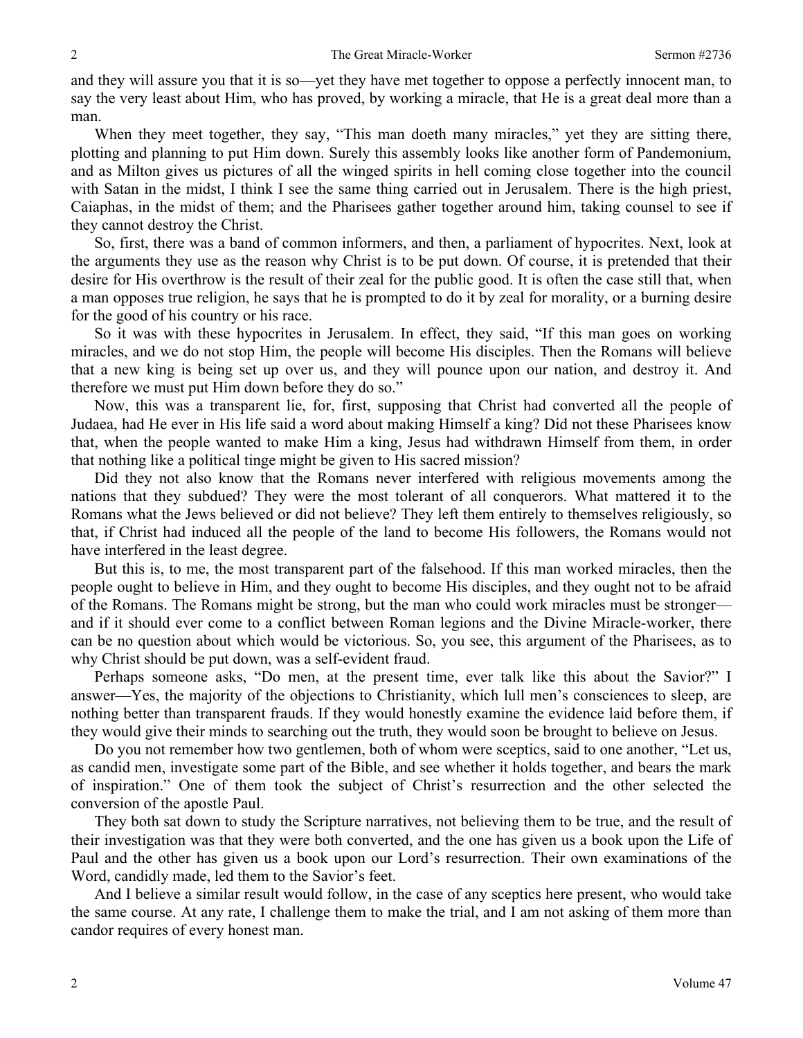and they will assure you that it is so—yet they have met together to oppose a perfectly innocent man, to say the very least about Him, who has proved, by working a miracle, that He is a great deal more than a man.

When they meet together, they say, "This man doeth many miracles," yet they are sitting there, plotting and planning to put Him down. Surely this assembly looks like another form of Pandemonium, and as Milton gives us pictures of all the winged spirits in hell coming close together into the council with Satan in the midst, I think I see the same thing carried out in Jerusalem. There is the high priest, Caiaphas, in the midst of them; and the Pharisees gather together around him, taking counsel to see if they cannot destroy the Christ.

So, first, there was a band of common informers, and then, a parliament of hypocrites. Next, look at the arguments they use as the reason why Christ is to be put down. Of course, it is pretended that their desire for His overthrow is the result of their zeal for the public good. It is often the case still that, when a man opposes true religion, he says that he is prompted to do it by zeal for morality, or a burning desire for the good of his country or his race.

So it was with these hypocrites in Jerusalem. In effect, they said, "If this man goes on working miracles, and we do not stop Him, the people will become His disciples. Then the Romans will believe that a new king is being set up over us, and they will pounce upon our nation, and destroy it. And therefore we must put Him down before they do so."

Now, this was a transparent lie, for, first, supposing that Christ had converted all the people of Judaea, had He ever in His life said a word about making Himself a king? Did not these Pharisees know that, when the people wanted to make Him a king, Jesus had withdrawn Himself from them, in order that nothing like a political tinge might be given to His sacred mission?

Did they not also know that the Romans never interfered with religious movements among the nations that they subdued? They were the most tolerant of all conquerors. What mattered it to the Romans what the Jews believed or did not believe? They left them entirely to themselves religiously, so that, if Christ had induced all the people of the land to become His followers, the Romans would not have interfered in the least degree.

But this is, to me, the most transparent part of the falsehood. If this man worked miracles, then the people ought to believe in Him, and they ought to become His disciples, and they ought not to be afraid of the Romans. The Romans might be strong, but the man who could work miracles must be stronger—and if it should ever come to a conflict between Roman legions and the Divine Miracle-worker, there can be no question about which would be victorious. So, you see, this argument of the Pharisees, as to why Christ should be put down, was a self-evident fraud.

Perhaps someone asks, "Do men, at the present time, ever talk like this about the Savior?" I answer—Yes, the majority of the objections to Christianity, which lull men's consciences to sleep, are nothing better than transparent frauds. If they would honestly examine the evidence laid before them, if they would give their minds to searching out the truth, they would soon be brought to believe on Jesus.

Do you not remember how two gentlemen, both of whom were sceptics, said to one another, "Let us, as candid men, investigate some part of the Bible, and see whether it holds together, and bears the mark of inspiration." One of them took the subject of Christ's resurrection and the other selected the conversion of the apostle Paul.

They both sat down to study the Scripture narratives, not believing them to be true, and the result of their investigation was that they were both converted, and the one has given us a book upon the Life of Paul and the other has given us a book upon our Lord's resurrection. Their own examinations of the Word, candidly made, led them to the Savior's feet.

And I believe a similar result would follow, in the case of any sceptics here present, who would take the same course. At any rate, I challenge them to make the trial, and I am not asking of them more than candor requires of every honest man.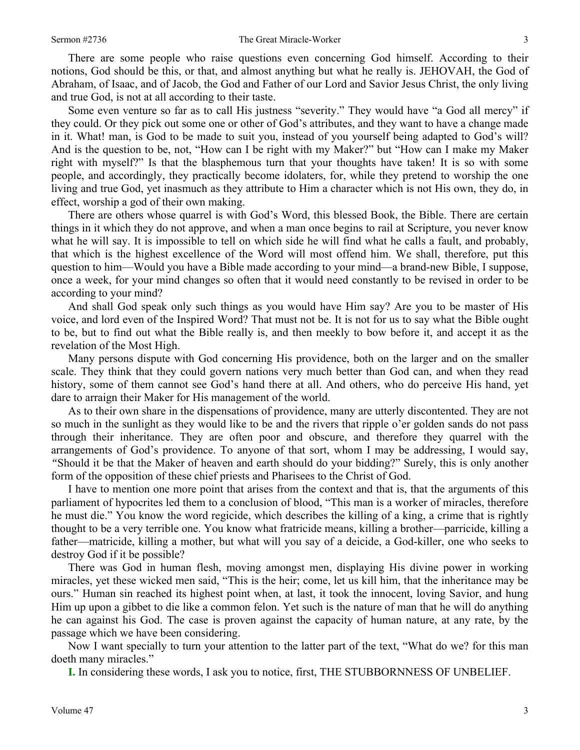There are some people who raise questions even concerning God himself. According to their notions, God should be this, or that, and almost anything but what he really is. JEHOVAH, the God of Abraham, of Isaac, and of Jacob, the God and Father of our Lord and Savior Jesus Christ, the only living and true God, is not at all according to their taste.

Some even venture so far as to call His justness "severity." They would have "a God all mercy" if they could. Or they pick out some one or other of God's attributes, and they want to have a change made in it. What! man, is God to be made to suit you, instead of you yourself being adapted to God's will? And is the question to be, not, "How can I be right with my Maker?" but "How can I make my Maker right with myself?" Is that the blasphemous turn that your thoughts have taken! It is so with some people, and accordingly, they practically become idolaters, for, while they pretend to worship the one living and true God, yet inasmuch as they attribute to Him a character which is not His own, they do, in effect, worship a god of their own making.

There are others whose quarrel is with God's Word, this blessed Book, the Bible. There are certain things in it which they do not approve, and when a man once begins to rail at Scripture, you never know what he will say. It is impossible to tell on which side he will find what he calls a fault, and probably, that which is the highest excellence of the Word will most offend him. We shall, therefore, put this question to him—Would you have a Bible made according to your mind—a brand-new Bible, I suppose, once a week, for your mind changes so often that it would need constantly to be revised in order to be according to your mind?

And shall God speak only such things as you would have Him say? Are you to be master of His voice, and lord even of the Inspired Word? That must not be. It is not for us to say what the Bible ought to be, but to find out what the Bible really is, and then meekly to bow before it, and accept it as the revelation of the Most High.

Many persons dispute with God concerning His providence, both on the larger and on the smaller scale. They think that they could govern nations very much better than God can, and when they read history, some of them cannot see God's hand there at all. And others, who do perceive His hand, yet dare to arraign their Maker for His management of the world.

As to their own share in the dispensations of providence, many are utterly discontented. They are not so much in the sunlight as they would like to be and the rivers that ripple o'er golden sands do not pass through their inheritance. They are often poor and obscure, and therefore they quarrel with the arrangements of God's providence. To anyone of that sort, whom I may be addressing, I would say, *"*Should it be that the Maker of heaven and earth should do your bidding?" Surely, this is only another form of the opposition of these chief priests and Pharisees to the Christ of God.

I have to mention one more point that arises from the context and that is, that the arguments of this parliament of hypocrites led them to a conclusion of blood, "This man is a worker of miracles, therefore he must die." You know the word regicide, which describes the killing of a king, a crime that is rightly thought to be a very terrible one. You know what fratricide means, killing a brother—parricide, killing a father—matricide, killing a mother, but what will you say of a deicide, a God-killer, one who seeks to destroy God if it be possible?

There was God in human flesh, moving amongst men, displaying His divine power in working miracles, yet these wicked men said, "This is the heir; come, let us kill him, that the inheritance may be ours." Human sin reached its highest point when, at last, it took the innocent, loving Savior, and hung Him up upon a gibbet to die like a common felon. Yet such is the nature of man that he will do anything he can against his God. The case is proven against the capacity of human nature, at any rate, by the passage which we have been considering.

Now I want specially to turn your attention to the latter part of the text, "What do we? for this man doeth many miracles."

**I.** In considering these words, I ask you to notice, first, THE STUBBORNNESS OF UNBELIEF.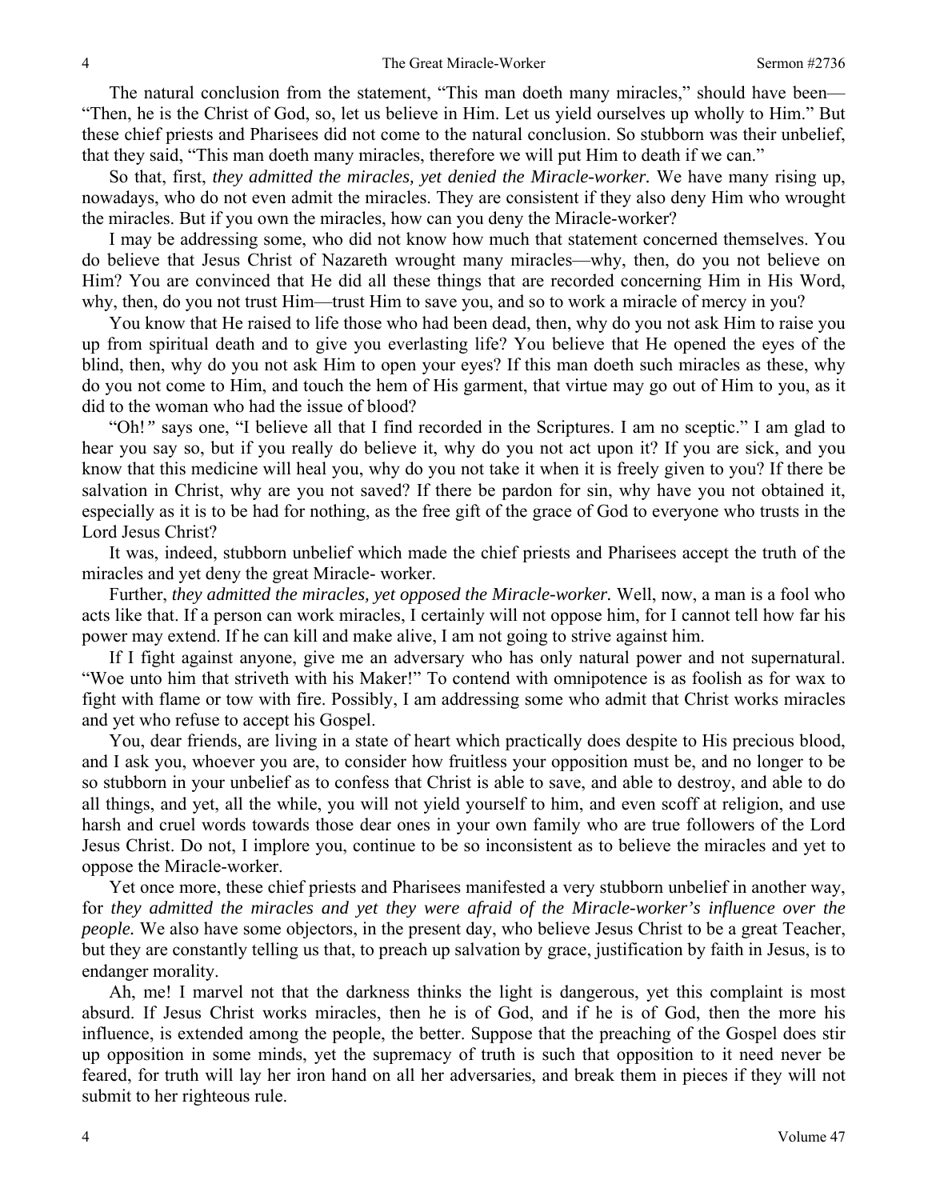The natural conclusion from the statement, "This man doeth many miracles," should have been—"Then, he is the Christ of God, so, let us believe in Him. Let us yield ourselves up wholly to Him." But these chief priests and Pharisees did not come to the natural conclusion. So stubborn was their unbelief, that they said, "This man doeth many miracles, therefore we will put Him to death if we can."

So that, first, *they admitted the miracles, yet denied the Miracle-worker.* We have many rising up, nowadays, who do not even admit the miracles. They are consistent if they also deny Him who wrought the miracles. But if you own the miracles, how can you deny the Miracle-worker?

I may be addressing some, who did not know how much that statement concerned themselves. You do believe that Jesus Christ of Nazareth wrought many miracles—why, then, do you not believe on Him? You are convinced that He did all these things that are recorded concerning Him in His Word, why, then, do you not trust Him—trust Him to save you, and so to work a miracle of mercy in you?

You know that He raised to life those who had been dead, then, why do you not ask Him to raise you up from spiritual death and to give you everlasting life? You believe that He opened the eyes of the blind, then, why do you not ask Him to open your eyes? If this man doeth such miracles as these, why do you not come to Him, and touch the hem of His garment, that virtue may go out of Him to you, as it did to the woman who had the issue of blood?

"Oh!*"* says one, "I believe all that I find recorded in the Scriptures. I am no sceptic." I am glad to hear you say so, but if you really do believe it, why do you not act upon it? If you are sick, and you know that this medicine will heal you, why do you not take it when it is freely given to you? If there be salvation in Christ, why are you not saved? If there be pardon for sin, why have you not obtained it, especially as it is to be had for nothing, as the free gift of the grace of God to everyone who trusts in the Lord Jesus Christ?

It was, indeed, stubborn unbelief which made the chief priests and Pharisees accept the truth of the miracles and yet deny the great Miracle- worker.

Further, *they admitted the miracles, yet opposed the Miracle-worker.* Well, now, a man is a fool who acts like that. If a person can work miracles, I certainly will not oppose him, for I cannot tell how far his power may extend. If he can kill and make alive, I am not going to strive against him.

If I fight against anyone, give me an adversary who has only natural power and not supernatural. "Woe unto him that striveth with his Maker!" To contend with omnipotence is as foolish as for wax to fight with flame or tow with fire. Possibly, I am addressing some who admit that Christ works miracles and yet who refuse to accept his Gospel.

You, dear friends, are living in a state of heart which practically does despite to His precious blood, and I ask you, whoever you are, to consider how fruitless your opposition must be, and no longer to be so stubborn in your unbelief as to confess that Christ is able to save, and able to destroy, and able to do all things, and yet, all the while, you will not yield yourself to him, and even scoff at religion, and use harsh and cruel words towards those dear ones in your own family who are true followers of the Lord Jesus Christ. Do not, I implore you, continue to be so inconsistent as to believe the miracles and yet to oppose the Miracle-worker.

Yet once more, these chief priests and Pharisees manifested a very stubborn unbelief in another way, for *they admitted the miracles and yet they were afraid of the Miracle-worker's influence over the people.* We also have some objectors, in the present day, who believe Jesus Christ to be a great Teacher, but they are constantly telling us that, to preach up salvation by grace, justification by faith in Jesus, is to endanger morality.

Ah, me! I marvel not that the darkness thinks the light is dangerous, yet this complaint is most absurd. If Jesus Christ works miracles, then he is of God, and if he is of God, then the more his influence, is extended among the people, the better. Suppose that the preaching of the Gospel does stir up opposition in some minds, yet the supremacy of truth is such that opposition to it need never be feared, for truth will lay her iron hand on all her adversaries, and break them in pieces if they will not submit to her righteous rule.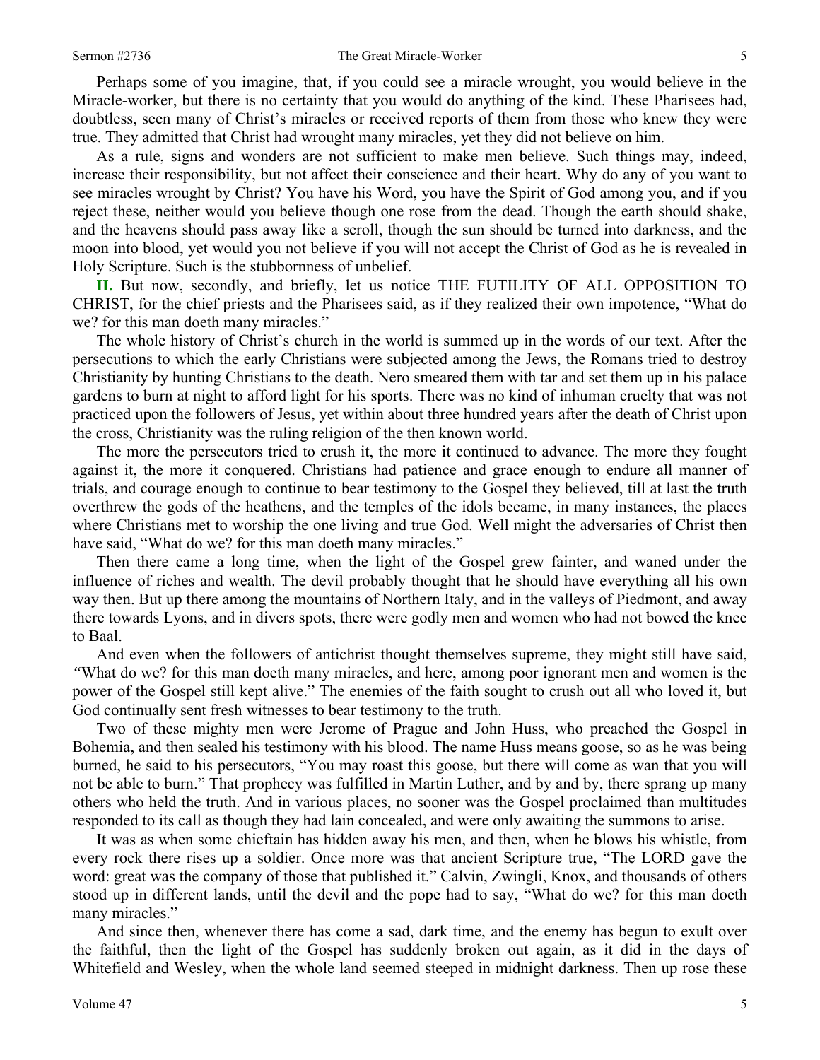Perhaps some of you imagine, that, if you could see a miracle wrought, you would believe in the Miracle-worker, but there is no certainty that you would do anything of the kind. These Pharisees had, doubtless, seen many of Christ's miracles or received reports of them from those who knew they were true. They admitted that Christ had wrought many miracles, yet they did not believe on him.

As a rule, signs and wonders are not sufficient to make men believe. Such things may, indeed, increase their responsibility, but not affect their conscience and their heart. Why do any of you want to see miracles wrought by Christ? You have his Word, you have the Spirit of God among you, and if you reject these, neither would you believe though one rose from the dead. Though the earth should shake, and the heavens should pass away like a scroll, though the sun should be turned into darkness, and the moon into blood, yet would you not believe if you will not accept the Christ of God as he is revealed in Holy Scripture. Such is the stubbornness of unbelief.

**II.** But now, secondly, and briefly, let us notice THE FUTILITY OF ALL OPPOSITION TO CHRIST, for the chief priests and the Pharisees said, as if they realized their own impotence, "What do we? for this man doeth many miracles."

The whole history of Christ's church in the world is summed up in the words of our text. After the persecutions to which the early Christians were subjected among the Jews, the Romans tried to destroy Christianity by hunting Christians to the death. Nero smeared them with tar and set them up in his palace gardens to burn at night to afford light for his sports. There was no kind of inhuman cruelty that was not practiced upon the followers of Jesus, yet within about three hundred years after the death of Christ upon the cross, Christianity was the ruling religion of the then known world.

The more the persecutors tried to crush it, the more it continued to advance. The more they fought against it, the more it conquered. Christians had patience and grace enough to endure all manner of trials, and courage enough to continue to bear testimony to the Gospel they believed, till at last the truth overthrew the gods of the heathens, and the temples of the idols became, in many instances, the places where Christians met to worship the one living and true God. Well might the adversaries of Christ then have said, "What do we? for this man doeth many miracles."

Then there came a long time, when the light of the Gospel grew fainter, and waned under the influence of riches and wealth. The devil probably thought that he should have everything all his own way then. But up there among the mountains of Northern Italy, and in the valleys of Piedmont, and away there towards Lyons, and in divers spots, there were godly men and women who had not bowed the knee to Baal.

And even when the followers of antichrist thought themselves supreme, they might still have said, "What do we? for this man doeth many miracles, and here, among poor ignorant men and women is the power of the Gospel still kept alive." The enemies of the faith sought to crush out all who loved it, but God continually sent fresh witnesses to bear testimony to the truth.

Two of these mighty men were Jerome of Prague and John Huss, who preached the Gospel in Bohemia, and then sealed his testimony with his blood. The name Huss means goose, so as he was being burned, he said to his persecutors, "You may roast this goose, but there will come as wan that you will not be able to burn." That prophecy was fulfilled in Martin Luther, and by and by, there sprang up many others who held the truth. And in various places, no sooner was the Gospel proclaimed than multitudes responded to its call as though they had lain concealed, and were only awaiting the summons to arise.

It was as when some chieftain has hidden away his men, and then, when he blows his whistle, from every rock there rises up a soldier. Once more was that ancient Scripture true, "The LORD gave the word: great was the company of those that published it." Calvin, Zwingli, Knox, and thousands of others stood up in different lands, until the devil and the pope had to say, "What do we? for this man doeth many miracles."

And since then, whenever there has come a sad, dark time, and the enemy has begun to exult over the faithful, then the light of the Gospel has suddenly broken out again, as it did in the days of Whitefield and Wesley, when the whole land seemed steeped in midnight darkness. Then up rose these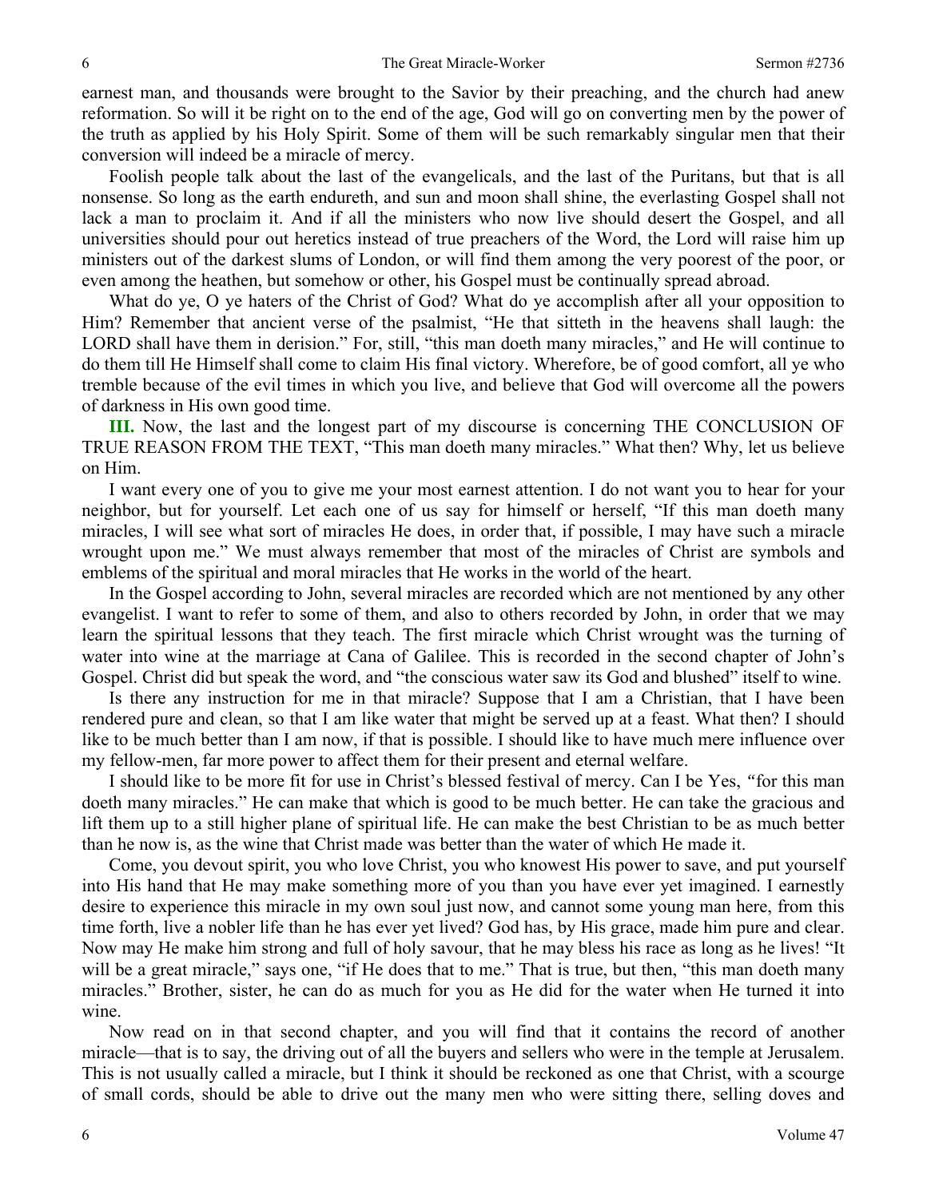earnest man, and thousands were brought to the Savior by their preaching, and the church had anew reformation. So will it be right on to the end of the age, God will go on converting men by the power of the truth as applied by his Holy Spirit. Some of them will be such remarkably singular men that their conversion will indeed be a miracle of mercy.

Foolish people talk about the last of the evangelicals, and the last of the Puritans, but that is all nonsense. So long as the earth endureth, and sun and moon shall shine, the everlasting Gospel shall not lack a man to proclaim it. And if all the ministers who now live should desert the Gospel, and all universities should pour out heretics instead of true preachers of the Word, the Lord will raise him up ministers out of the darkest slums of London, or will find them among the very poorest of the poor, or even among the heathen, but somehow or other, his Gospel must be continually spread abroad.

What do ye, O ye haters of the Christ of God? What do ye accomplish after all your opposition to Him? Remember that ancient verse of the psalmist, "He that sitteth in the heavens shall laugh: the LORD shall have them in derision." For, still, "this man doeth many miracles," and He will continue to do them till He Himself shall come to claim His final victory. Wherefore, be of good comfort, all ye who tremble because of the evil times in which you live, and believe that God will overcome all the powers of darkness in His own good time.

**III.** Now, the last and the longest part of my discourse is concerning THE CONCLUSION OF TRUE REASON FROM THE TEXT, "This man doeth many miracles." What then? Why, let us believe on Him.

I want every one of you to give me your most earnest attention. I do not want you to hear for your neighbor, but for yourself. Let each one of us say for himself or herself, "If this man doeth many miracles, I will see what sort of miracles He does, in order that, if possible, I may have such a miracle wrought upon me." We must always remember that most of the miracles of Christ are symbols and emblems of the spiritual and moral miracles that He works in the world of the heart.

In the Gospel according to John, several miracles are recorded which are not mentioned by any other evangelist. I want to refer to some of them, and also to others recorded by John, in order that we may learn the spiritual lessons that they teach. The first miracle which Christ wrought was the turning of water into wine at the marriage at Cana of Galilee. This is recorded in the second chapter of John's Gospel. Christ did but speak the word, and "the conscious water saw its God and blushed" itself to wine.

Is there any instruction for me in that miracle? Suppose that I am a Christian, that I have been rendered pure and clean, so that I am like water that might be served up at a feast. What then? I should like to be much better than I am now, if that is possible. I should like to have much mere influence over my fellow-men, far more power to affect them for their present and eternal welfare.

I should like to be more fit for use in Christ's blessed festival of mercy. Can I be Yes, *"*for this man doeth many miracles." He can make that which is good to be much better. He can take the gracious and lift them up to a still higher plane of spiritual life. He can make the best Christian to be as much better than he now is, as the wine that Christ made was better than the water of which He made it.

Come, you devout spirit, you who love Christ, you who knowest His power to save, and put yourself into His hand that He may make something more of you than you have ever yet imagined. I earnestly desire to experience this miracle in my own soul just now, and cannot some young man here, from this time forth, live a nobler life than he has ever yet lived? God has, by His grace, made him pure and clear. Now may He make him strong and full of holy savour, that he may bless his race as long as he lives! "It will be a great miracle," says one, "if He does that to me." That is true, but then, "this man doeth many miracles." Brother, sister, he can do as much for you as He did for the water when He turned it into wine.

Now read on in that second chapter, and you will find that it contains the record of another miracle—that is to say, the driving out of all the buyers and sellers who were in the temple at Jerusalem. This is not usually called a miracle, but I think it should be reckoned as one that Christ, with a scourge of small cords, should be able to drive out the many men who were sitting there, selling doves and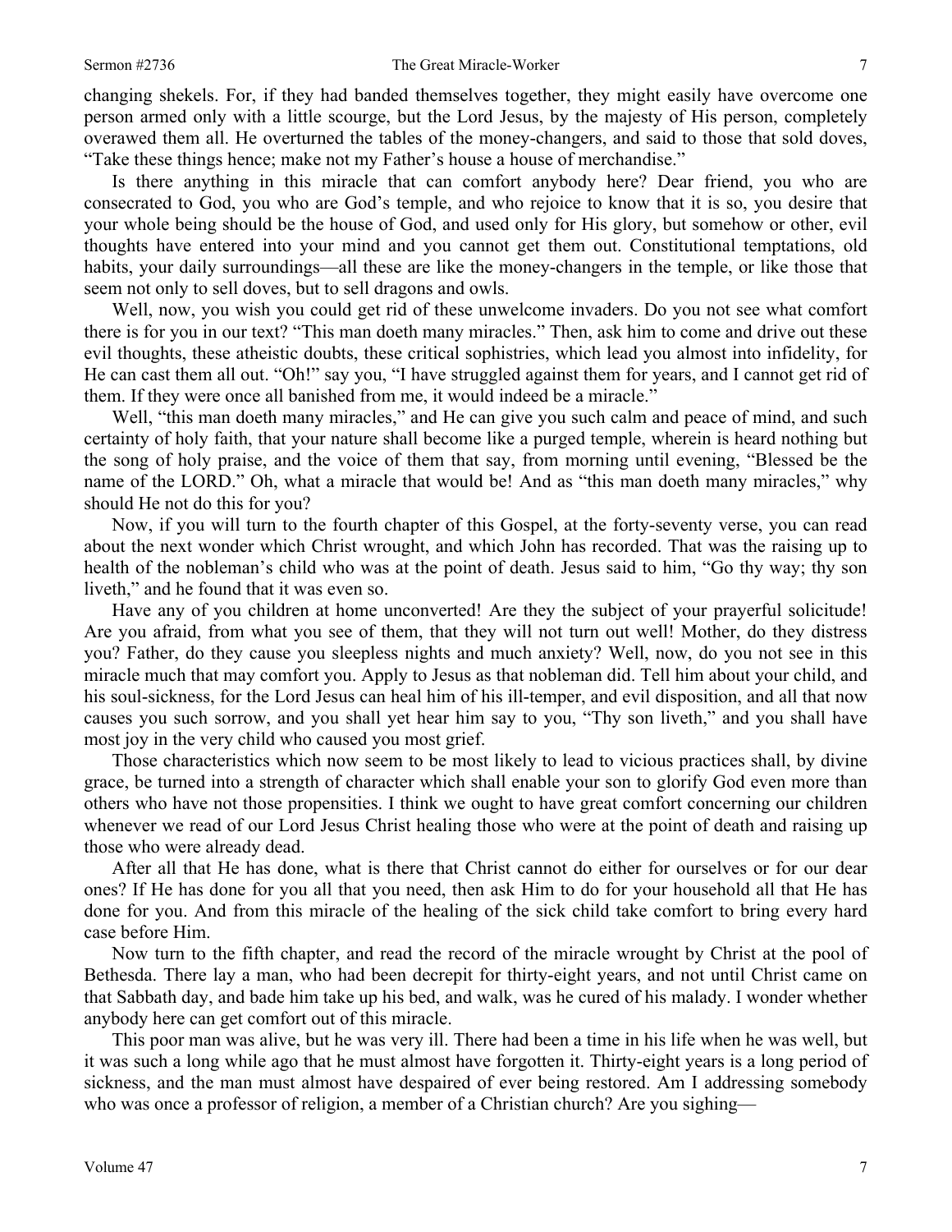changing shekels. For, if they had banded themselves together, they might easily have overcome one person armed only with a little scourge, but the Lord Jesus, by the majesty of His person, completely overawed them all. He overturned the tables of the money-changers, and said to those that sold doves, "Take these things hence; make not my Father's house a house of merchandise."

Is there anything in this miracle that can comfort anybody here? Dear friend, you who are consecrated to God, you who are God's temple, and who rejoice to know that it is so, you desire that your whole being should be the house of God, and used only for His glory, but somehow or other, evil thoughts have entered into your mind and you cannot get them out. Constitutional temptations, old habits, your daily surroundings—all these are like the money-changers in the temple, or like those that seem not only to sell doves, but to sell dragons and owls.

Well, now, you wish you could get rid of these unwelcome invaders. Do you not see what comfort there is for you in our text? "This man doeth many miracles." Then, ask him to come and drive out these evil thoughts, these atheistic doubts, these critical sophistries, which lead you almost into infidelity, for He can cast them all out. "Oh!" say you, "I have struggled against them for years, and I cannot get rid of them. If they were once all banished from me, it would indeed be a miracle."

Well, "this man doeth many miracles," and He can give you such calm and peace of mind, and such certainty of holy faith, that your nature shall become like a purged temple, wherein is heard nothing but the song of holy praise, and the voice of them that say, from morning until evening, "Blessed be the name of the LORD." Oh, what a miracle that would be! And as "this man doeth many miracles," why should He not do this for you?

Now, if you will turn to the fourth chapter of this Gospel, at the forty-seventy verse, you can read about the next wonder which Christ wrought, and which John has recorded. That was the raising up to health of the nobleman's child who was at the point of death. Jesus said to him, "Go thy way; thy son liveth," and he found that it was even so.

Have any of you children at home unconverted! Are they the subject of your prayerful solicitude! Are you afraid, from what you see of them, that they will not turn out well! Mother, do they distress you? Father, do they cause you sleepless nights and much anxiety? Well, now, do you not see in this miracle much that may comfort you. Apply to Jesus as that nobleman did. Tell him about your child, and his soul-sickness, for the Lord Jesus can heal him of his ill-temper, and evil disposition, and all that now causes you such sorrow, and you shall yet hear him say to you, "Thy son liveth," and you shall have most joy in the very child who caused you most grief.

Those characteristics which now seem to be most likely to lead to vicious practices shall, by divine grace, be turned into a strength of character which shall enable your son to glorify God even more than others who have not those propensities. I think we ought to have great comfort concerning our children whenever we read of our Lord Jesus Christ healing those who were at the point of death and raising up those who were already dead.

After all that He has done, what is there that Christ cannot do either for ourselves or for our dear ones? If He has done for you all that you need, then ask Him to do for your household all that He has done for you. And from this miracle of the healing of the sick child take comfort to bring every hard case before Him.

Now turn to the fifth chapter, and read the record of the miracle wrought by Christ at the pool of Bethesda. There lay a man, who had been decrepit for thirty-eight years, and not until Christ came on that Sabbath day, and bade him take up his bed, and walk, was he cured of his malady. I wonder whether anybody here can get comfort out of this miracle.

This poor man was alive, but he was very ill. There had been a time in his life when he was well, but it was such a long while ago that he must almost have forgotten it. Thirty-eight years is a long period of sickness, and the man must almost have despaired of ever being restored. Am I addressing somebody who was once a professor of religion, a member of a Christian church? Are you sighing—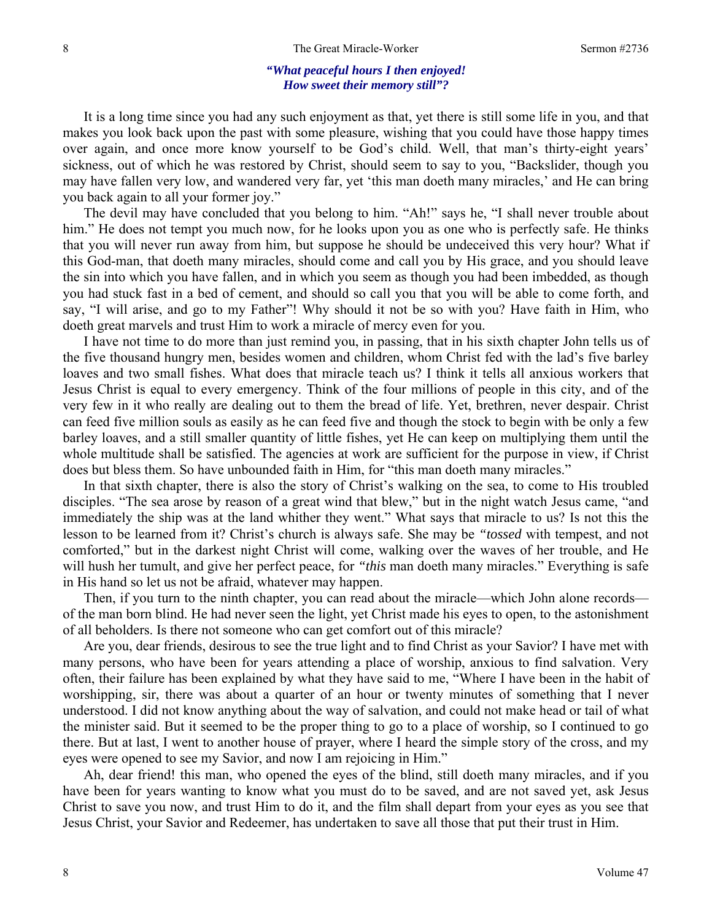***"What peaceful hours I then enjoyed!***
***How sweet their memory still"?***

It is a long time since you had any such enjoyment as that, yet there is still some life in you, and that makes you look back upon the past with some pleasure, wishing that you could have those happy times over again, and once more know yourself to be God's child. Well, that man's thirty-eight years' sickness, out of which he was restored by Christ, should seem to say to you, "Backslider, though you may have fallen very low, and wandered very far, yet 'this man doeth many miracles,' and He can bring you back again to all your former joy."

The devil may have concluded that you belong to him. "Ah!" says he, "I shall never trouble about him." He does not tempt you much now, for he looks upon you as one who is perfectly safe. He thinks that you will never run away from him, but suppose he should be undeceived this very hour? What if this God-man, that doeth many miracles, should come and call you by His grace, and you should leave the sin into which you have fallen, and in which you seem as though you had been imbedded, as though you had stuck fast in a bed of cement, and should so call you that you will be able to come forth, and say, "I will arise, and go to my Father"! Why should it not be so with you? Have faith in Him, who doeth great marvels and trust Him to work a miracle of mercy even for you.

I have not time to do more than just remind you, in passing, that in his sixth chapter John tells us of the five thousand hungry men, besides women and children, whom Christ fed with the lad's five barley loaves and two small fishes. What does that miracle teach us? I think it tells all anxious workers that Jesus Christ is equal to every emergency. Think of the four millions of people in this city, and of the very few in it who really are dealing out to them the bread of life. Yet, brethren, never despair. Christ can feed five million souls as easily as he can feed five and though the stock to begin with be only a few barley loaves, and a still smaller quantity of little fishes, yet He can keep on multiplying them until the whole multitude shall be satisfied. The agencies at work are sufficient for the purpose in view, if Christ does but bless them. So have unbounded faith in Him, for "this man doeth many miracles."

In that sixth chapter, there is also the story of Christ's walking on the sea, to come to His troubled disciples. "The sea arose by reason of a great wind that blew," but in the night watch Jesus came, "and immediately the ship was at the land whither they went." What says that miracle to us? Is not this the lesson to be learned from it? Christ's church is always safe. She may be *"tossed* with tempest, and not comforted," but in the darkest night Christ will come, walking over the waves of her trouble, and He will hush her tumult, and give her perfect peace, for *"this* man doeth many miracles." Everything is safe in His hand so let us not be afraid, whatever may happen.

Then, if you turn to the ninth chapter, you can read about the miracle—which John alone records—of the man born blind. He had never seen the light, yet Christ made his eyes to open, to the astonishment of all beholders. Is there not someone who can get comfort out of this miracle?

Are you, dear friends, desirous to see the true light and to find Christ as your Savior? I have met with many persons, who have been for years attending a place of worship, anxious to find salvation. Very often, their failure has been explained by what they have said to me, "Where I have been in the habit of worshipping, sir, there was about a quarter of an hour or twenty minutes of something that I never understood. I did not know anything about the way of salvation, and could not make head or tail of what the minister said. But it seemed to be the proper thing to go to a place of worship, so I continued to go there. But at last, I went to another house of prayer, where I heard the simple story of the cross, and my eyes were opened to see my Savior, and now I am rejoicing in Him."

Ah, dear friend! this man, who opened the eyes of the blind, still doeth many miracles, and if you have been for years wanting to know what you must do to be saved, and are not saved yet, ask Jesus Christ to save you now, and trust Him to do it, and the film shall depart from your eyes as you see that Jesus Christ, your Savior and Redeemer, has undertaken to save all those that put their trust in Him.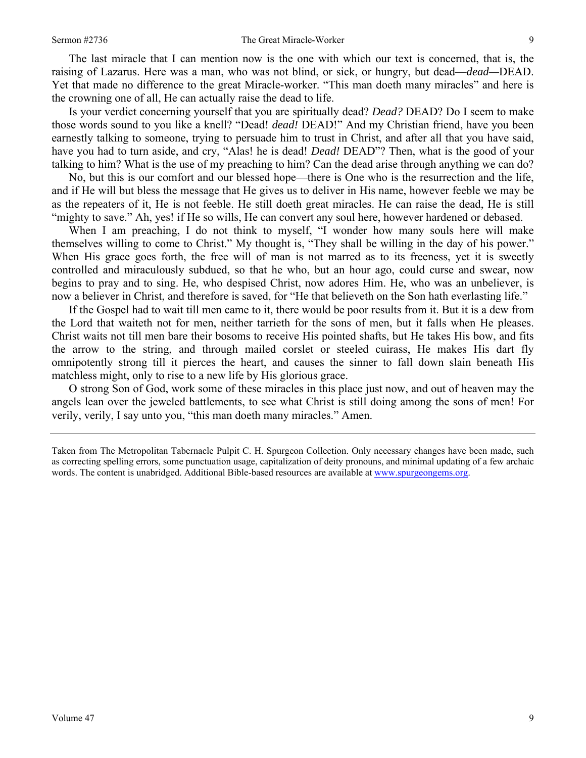The last miracle that I can mention now is the one with which our text is concerned, that is, the raising of Lazarus. Here was a man, who was not blind, or sick, or hungry, but dead—*dead—*DEAD. Yet that made no difference to the great Miracle-worker. "This man doeth many miracles" and here is the crowning one of all, He can actually raise the dead to life.

Is your verdict concerning yourself that you are spiritually dead? *Dead?* DEAD? Do I seem to make those words sound to you like a knell? "Dead! *dead!* DEAD!" And my Christian friend, have you been earnestly talking to someone, trying to persuade him to trust in Christ, and after all that you have said, have you had to turn aside, and cry, "Alas! he is dead! *Dead!* DEAD"? Then, what is the good of your talking to him? What is the use of my preaching to him? Can the dead arise through anything we can do?

No, but this is our comfort and our blessed hope—there is One who is the resurrection and the life, and if He will but bless the message that He gives us to deliver in His name, however feeble we may be as the repeaters of it, He is not feeble. He still doeth great miracles. He can raise the dead, He is still "mighty to save." Ah, yes! if He so wills, He can convert any soul here, however hardened or debased.

When I am preaching, I do not think to myself, "I wonder how many souls here will make themselves willing to come to Christ." My thought is, "They shall be willing in the day of his power." When His grace goes forth, the free will of man is not marred as to its freeness, yet it is sweetly controlled and miraculously subdued, so that he who, but an hour ago, could curse and swear, now begins to pray and to sing. He, who despised Christ, now adores Him. He, who was an unbeliever, is now a believer in Christ, and therefore is saved, for "He that believeth on the Son hath everlasting life."

If the Gospel had to wait till men came to it, there would be poor results from it. But it is a dew from the Lord that waiteth not for men, neither tarrieth for the sons of men, but it falls when He pleases. Christ waits not till men bare their bosoms to receive His pointed shafts, but He takes His bow, and fits the arrow to the string, and through mailed corslet or steeled cuirass, He makes His dart fly omnipotently strong till it pierces the heart, and causes the sinner to fall down slain beneath His matchless might, only to rise to a new life by His glorious grace.

O strong Son of God, work some of these miracles in this place just now, and out of heaven may the angels lean over the jeweled battlements, to see what Christ is still doing among the sons of men! For verily, verily, I say unto you, "this man doeth many miracles." Amen.

---

Taken from The Metropolitan Tabernacle Pulpit C. H. Spurgeon Collection. Only necessary changes have been made, such as correcting spelling errors, some punctuation usage, capitalization of deity pronouns, and minimal updating of a few archaic words. The content is unabridged. Additional Bible-based resources are available at www.spurgeongems.org.